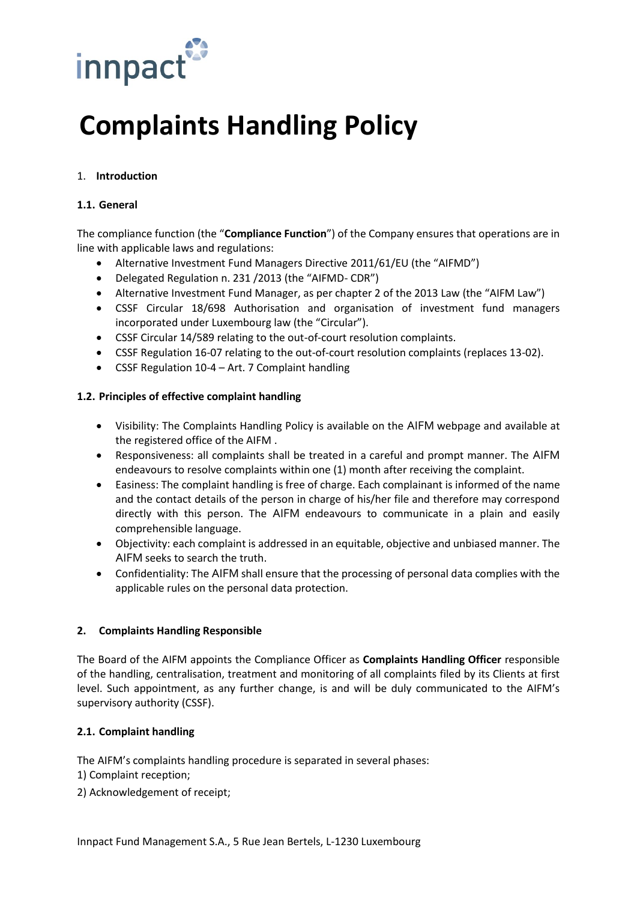innpact

# Complaints Handling Policy

## 1. Introduction

### 1.1. General

The compliance function (the "**Compliance Function**") of the Company ensures that operations are in line with applicable laws and regulations:

- Alternative Investment Fund Managers Directive 2011/61/EU (the "AIFMD")
- Delegated Regulation n. 231 /2013 (the "AIFMD- CDR")
- Alternative Investment Fund Manager, as per chapter 2 of the 2013 Law (the "AIFM Law")
- CSSF Circular 18/698 Authorisation and organisation of investment fund managers incorporated under Luxembourg law (the "Circular").
- CSSF Circular 14/589 relating to the out-of-court resolution complaints.
- CSSF Regulation 16-07 relating to the out-of-court resolution complaints (replaces 13-02).
- CSSF Regulation 10-4 – Art. 7 Complaint handling

### 1.2. Principles of effective complaint handling

- Visibility: The Complaints Handling Policy is available on the AIFM webpage and available at the registered office of the AIFM .
- Responsiveness: all complaints shall be treated in a careful and prompt manner. The AIFM endeavours to resolve complaints within one (1) month after receiving the complaint.
- Easiness: The complaint handling is free of charge. Each complainant is informed of the name and the contact details of the person in charge of his/her file and therefore may correspond directly with this person. The AIFM endeavours to communicate in a plain and easily comprehensible language.
- Objectivity: each complaint is addressed in an equitable, objective and unbiased manner. The AIFM seeks to search the truth.
- Confidentiality: The AIFM shall ensure that the processing of personal data complies with the applicable rules on the personal data protection.

## 2. Complaints Handling Responsible

The Board of the AIFM appoints the Compliance Officer as **Complaints Handling Officer** responsible of the handling, centralisation, treatment and monitoring of all complaints filed by its Clients at first level. Such appointment, as any further change, is and will be duly communicated to the AIFM's supervisory authority (CSSF).

### 2.1. Complaint handling

The AIFM's complaints handling procedure is separated in several phases:

1) Complaint reception;

2) Acknowledgement of receipt;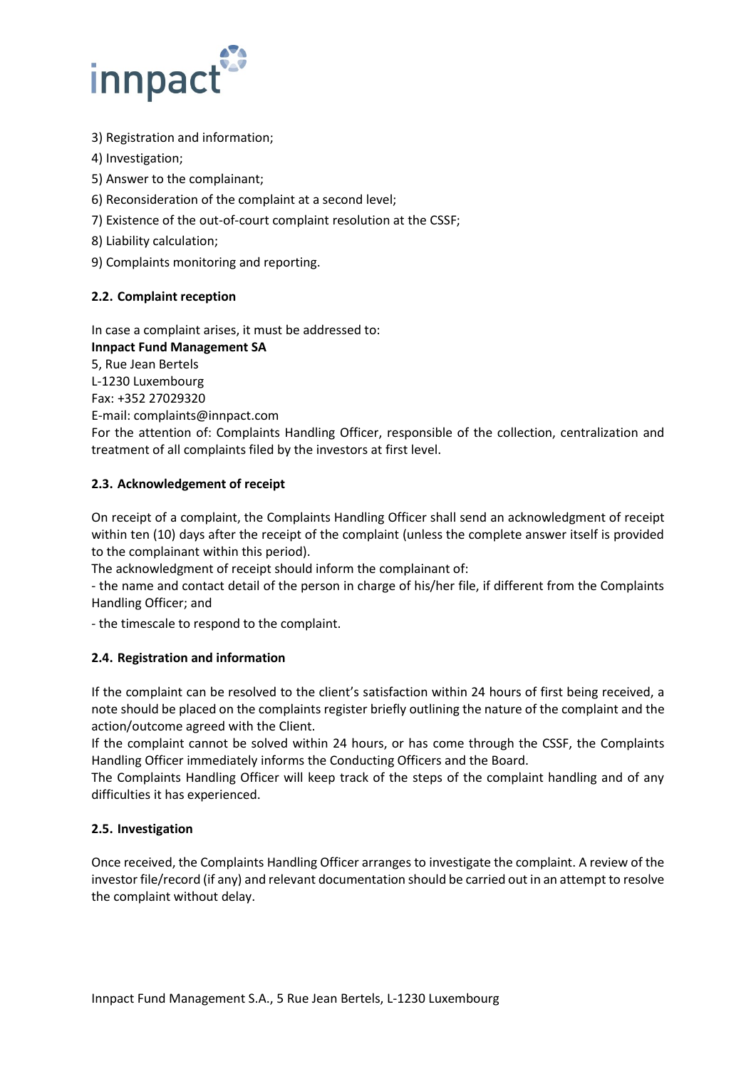3) Registration and information;
4) Investigation;
5) Answer to the complainant;
6) Reconsideration of the complaint at a second level;
7) Existence of the out-of-court complaint resolution at the CSSF;
8) Liability calculation;
9) Complaints monitoring and reporting.

### 2.2. Complaint reception

In case a complaint arises, it must be addressed to:
**Innpact Fund Management SA**
5, Rue Jean Bertels
L-1230 Luxembourg
Fax: +352 27029320
E-mail: complaints@innpact.com
For the attention of: Complaints Handling Officer, responsible of the collection, centralization and treatment of all complaints filed by the investors at first level.

### 2.3. Acknowledgement of receipt

On receipt of a complaint, the Complaints Handling Officer shall send an acknowledgment of receipt within ten (10) days after the receipt of the complaint (unless the complete answer itself is provided to the complainant within this period).
The acknowledgment of receipt should inform the complainant of:
- the name and contact detail of the person in charge of his/her file, if different from the Complaints Handling Officer; and
- the timescale to respond to the complaint.

### 2.4. Registration and information

If the complaint can be resolved to the client's satisfaction within 24 hours of first being received, a note should be placed on the complaints register briefly outlining the nature of the complaint and the action/outcome agreed with the Client.
If the complaint cannot be solved within 24 hours, or has come through the CSSF, the Complaints Handling Officer immediately informs the Conducting Officers and the Board.
The Complaints Handling Officer will keep track of the steps of the complaint handling and of any difficulties it has experienced.

### 2.5. Investigation

Once received, the Complaints Handling Officer arranges to investigate the complaint. A review of the investor file/record (if any) and relevant documentation should be carried out in an attempt to resolve the complaint without delay.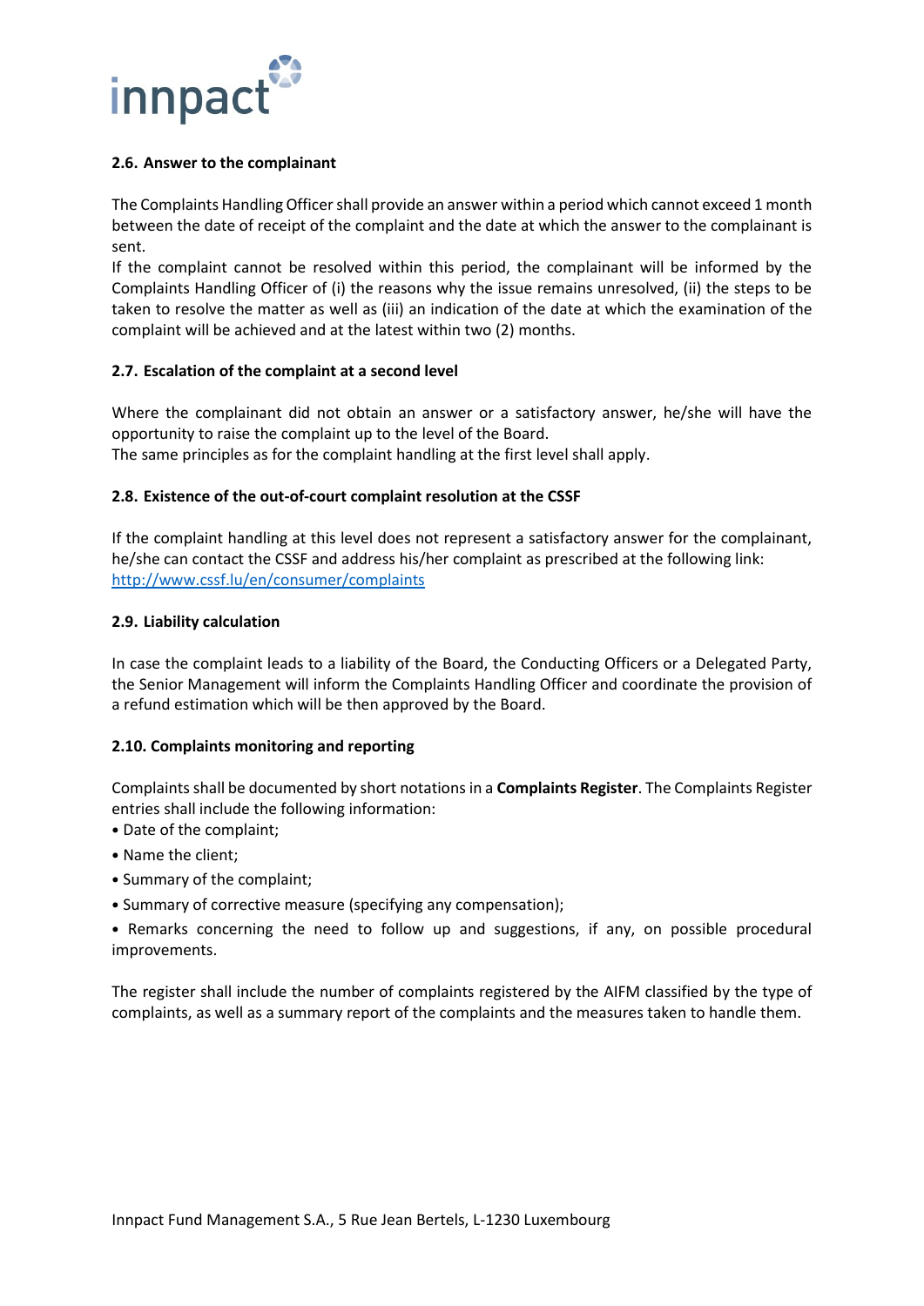### 2.6. Answer to the complainant

The Complaints Handling Officer shall provide an answer within a period which cannot exceed 1 month between the date of receipt of the complaint and the date at which the answer to the complainant is sent.

If the complaint cannot be resolved within this period, the complainant will be informed by the Complaints Handling Officer of (i) the reasons why the issue remains unresolved, (ii) the steps to be taken to resolve the matter as well as (iii) an indication of the date at which the examination of the complaint will be achieved and at the latest within two (2) months.

### 2.7. Escalation of the complaint at a second level

Where the complainant did not obtain an answer or a satisfactory answer, he/she will have the opportunity to raise the complaint up to the level of the Board.

The same principles as for the complaint handling at the first level shall apply.

### 2.8. Existence of the out-of-court complaint resolution at the CSSF

If the complaint handling at this level does not represent a satisfactory answer for the complainant, he/she can contact the CSSF and address his/her complaint as prescribed at the following link: [http://www.cssf.lu/en/consumer/complaints](http://www.cssf.lu/en/consumer/complaints)

### 2.9. Liability calculation

In case the complaint leads to a liability of the Board, the Conducting Officers or a Delegated Party, the Senior Management will inform the Complaints Handling Officer and coordinate the provision of a refund estimation which will be then approved by the Board.

### 2.10. Complaints monitoring and reporting

Complaints shall be documented by short notations in a **Complaints Register**. The Complaints Register entries shall include the following information:

- Date of the complaint;
- Name the client;
- Summary of the complaint;
- Summary of corrective measure (specifying any compensation);
- Remarks concerning the need to follow up and suggestions, if any, on possible procedural improvements.

The register shall include the number of complaints registered by the AIFM classified by the type of complaints, as well as a summary report of the complaints and the measures taken to handle them.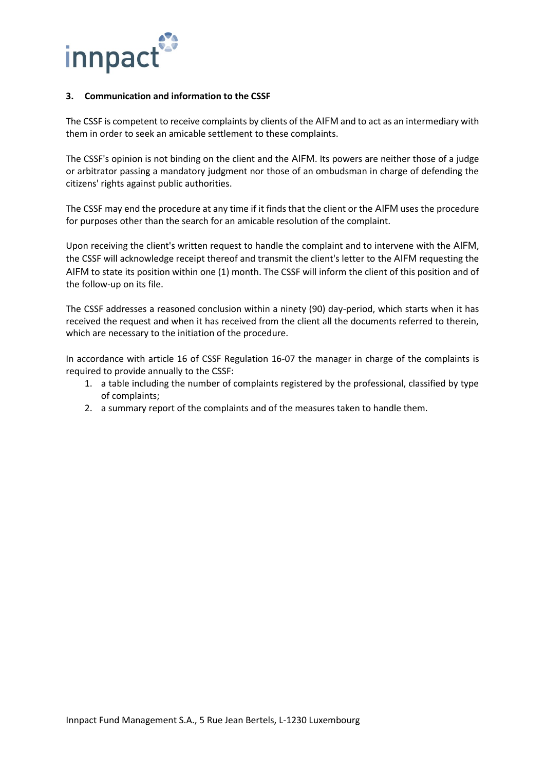### 3. Communication and information to the CSSF

The CSSF is competent to receive complaints by clients of the AIFM and to act as an intermediary with them in order to seek an amicable settlement to these complaints.

The CSSF's opinion is not binding on the client and the AIFM. Its powers are neither those of a judge or arbitrator passing a mandatory judgment nor those of an ombudsman in charge of defending the citizens' rights against public authorities.

The CSSF may end the procedure at any time if it finds that the client or the AIFM uses the procedure for purposes other than the search for an amicable resolution of the complaint.

Upon receiving the client's written request to handle the complaint and to intervene with the AIFM, the CSSF will acknowledge receipt thereof and transmit the client's letter to the AIFM requesting the AIFM to state its position within one (1) month. The CSSF will inform the client of this position and of the follow-up on its file.

The CSSF addresses a reasoned conclusion within a ninety (90) day-period, which starts when it has received the request and when it has received from the client all the documents referred to therein, which are necessary to the initiation of the procedure.

In accordance with article 16 of CSSF Regulation 16-07 the manager in charge of the complaints is required to provide annually to the CSSF:

1. a table including the number of complaints registered by the professional, classified by type of complaints;
2. a summary report of the complaints and of the measures taken to handle them.